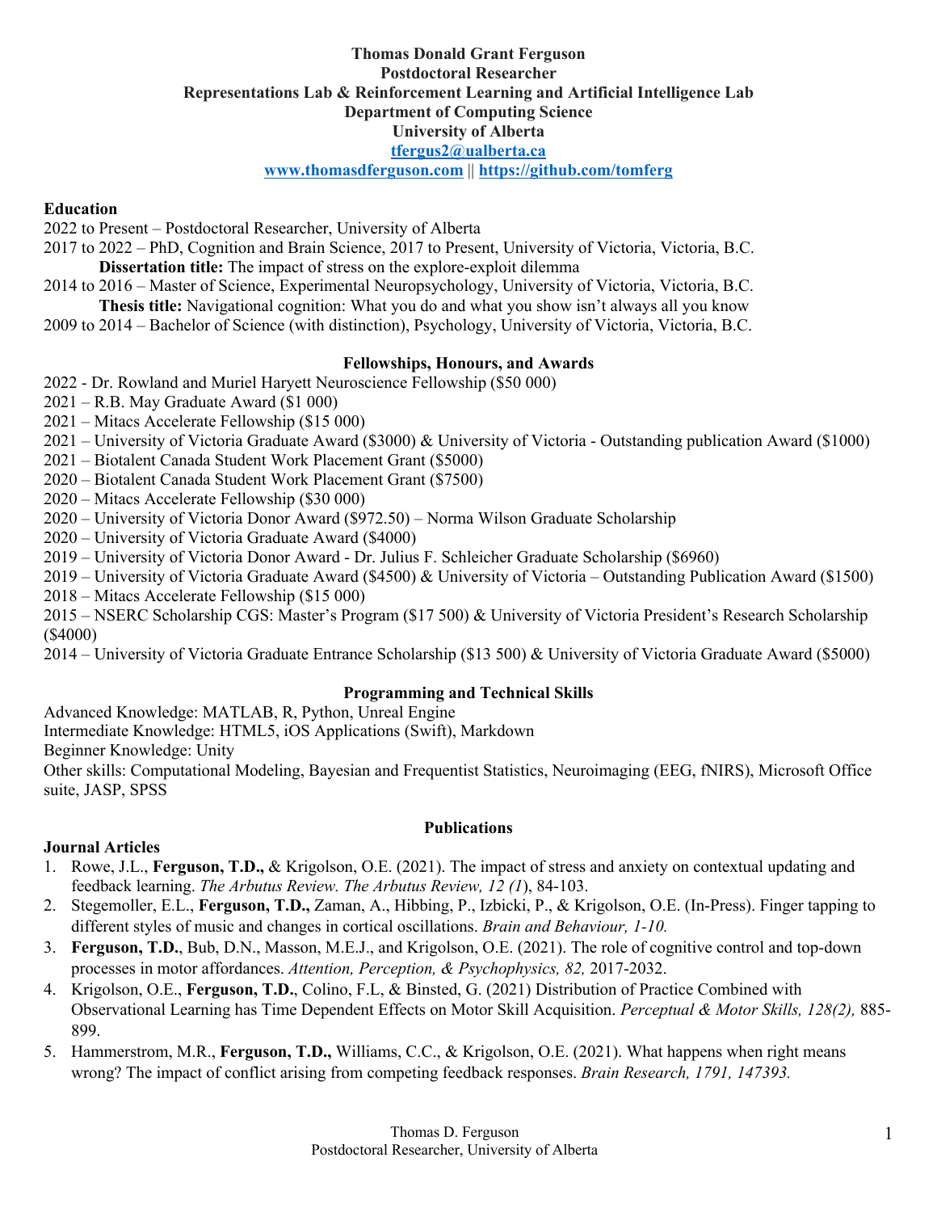**Thomas Donald Grant Ferguson**
**Postdoctoral Researcher**
**Representations Lab & Reinforcement Learning and Artificial Intelligence Lab**
**Department of Computing Science**
**University of Alberta**
**tfergus2@ualberta.ca**
**www.thomasdferguson.com || https://github.com/tomferg**

## Education

2022 to Present – Postdoctoral Researcher, University of Alberta

2017 to 2022 – PhD, Cognition and Brain Science, 2017 to Present, University of Victoria, Victoria, B.C.
    **Dissertation title:** The impact of stress on the explore-exploit dilemma

2014 to 2016 – Master of Science, Experimental Neuropsychology, University of Victoria, Victoria, B.C.
    **Thesis title:** Navigational cognition: What you do and what you show isn't always all you know

2009 to 2014 – Bachelor of Science (with distinction), Psychology, University of Victoria, Victoria, B.C.

## Fellowships, Honours, and Awards

2022 - Dr. Rowland and Muriel Haryett Neuroscience Fellowship ($50 000)
2021 – R.B. May Graduate Award ($1 000)
2021 – Mitacs Accelerate Fellowship ($15 000)
2021 – University of Victoria Graduate Award ($3000) & University of Victoria - Outstanding publication Award ($1000)
2021 – Biotalent Canada Student Work Placement Grant ($5000)
2020 – Biotalent Canada Student Work Placement Grant ($7500)
2020 – Mitacs Accelerate Fellowship ($30 000)
2020 – University of Victoria Donor Award ($972.50) – Norma Wilson Graduate Scholarship
2020 – University of Victoria Graduate Award ($4000)
2019 – University of Victoria Donor Award - Dr. Julius F. Schleicher Graduate Scholarship ($6960)
2019 – University of Victoria Graduate Award ($4500) & University of Victoria – Outstanding Publication Award ($1500)
2018 – Mitacs Accelerate Fellowship ($15 000)
2015 – NSERC Scholarship CGS: Master's Program ($17 500) & University of Victoria President's Research Scholarship ($4000)
2014 – University of Victoria Graduate Entrance Scholarship ($13 500) & University of Victoria Graduate Award ($5000)

## Programming and Technical Skills

Advanced Knowledge: MATLAB, R, Python, Unreal Engine
Intermediate Knowledge: HTML5, iOS Applications (Swift), Markdown
Beginner Knowledge: Unity
Other skills: Computational Modeling, Bayesian and Frequentist Statistics, Neuroimaging (EEG, fNIRS), Microsoft Office suite, JASP, SPSS

## Publications

### Journal Articles

1. Rowe, J.L., **Ferguson, T.D.,** & Krigolson, O.E. (2021). The impact of stress and anxiety on contextual updating and feedback learning. *The Arbutus Review. The Arbutus Review, 12 (1*), 84-103.
2. Stegemoller, E.L., **Ferguson, T.D.,** Zaman, A., Hibbing, P., Izbicki, P., & Krigolson, O.E. (In-Press). Finger tapping to different styles of music and changes in cortical oscillations. *Brain and Behaviour, 1-10.*
3. **Ferguson, T.D.**, Bub, D.N., Masson, M.E.J., and Krigolson, O.E. (2021). The role of cognitive control and top-down processes in motor affordances. *Attention, Perception, & Psychophysics, 82,* 2017-2032.
4. Krigolson, O.E., **Ferguson, T.D.**, Colino, F.L, & Binsted, G. (2021) Distribution of Practice Combined with Observational Learning has Time Dependent Effects on Motor Skill Acquisition. *Perceptual & Motor Skills, 128(2),* 885-899.
5. Hammerstrom, M.R., **Ferguson, T.D.,** Williams, C.C., & Krigolson, O.E. (2021). What happens when right means wrong? The impact of conflict arising from competing feedback responses. *Brain Research, 1791, 147393.*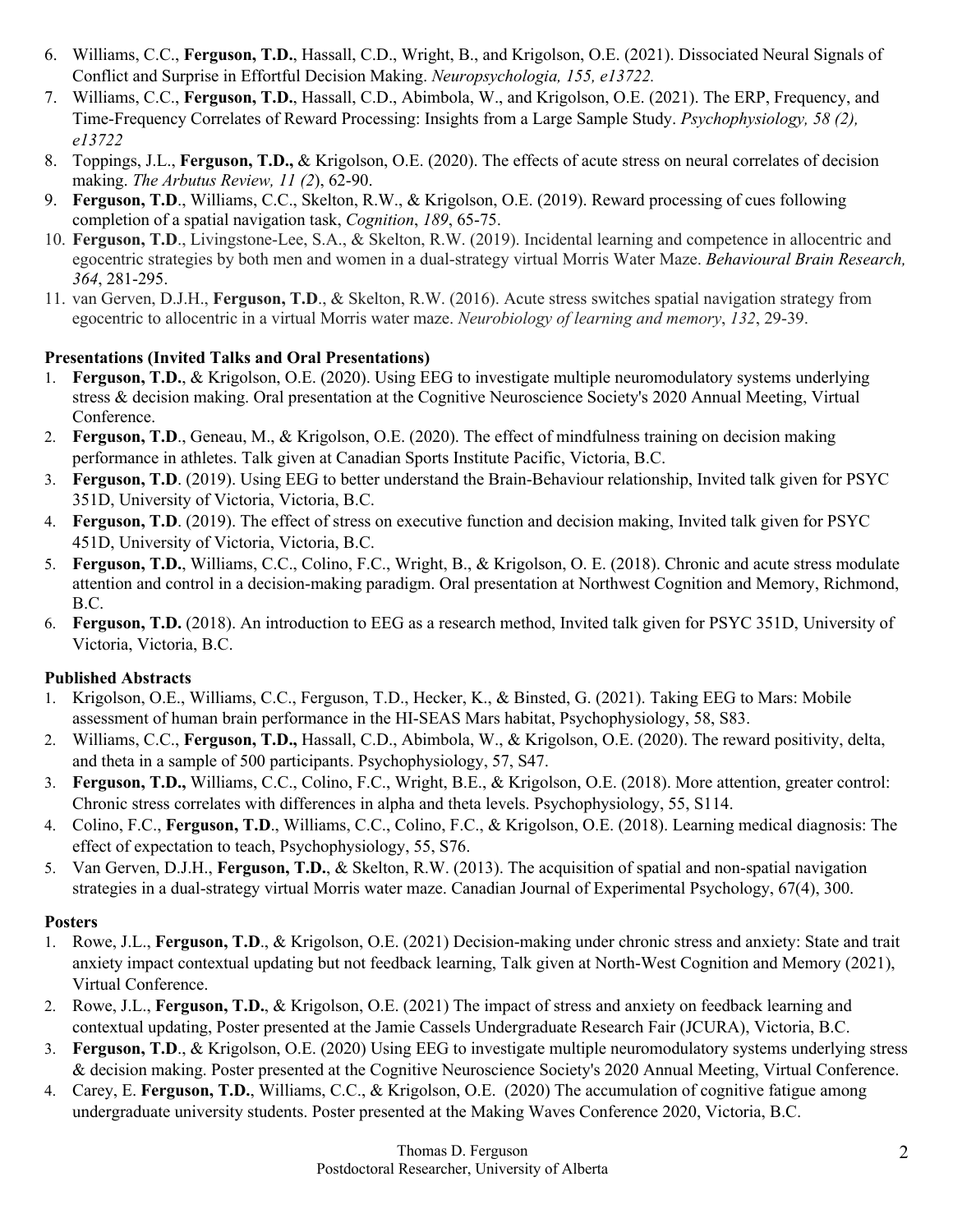6. Williams, C.C., **Ferguson, T.D.**, Hassall, C.D., Wright, B., and Krigolson, O.E. (2021). Dissociated Neural Signals of Conflict and Surprise in Effortful Decision Making. *Neuropsychologia, 155, e13722.*
7. Williams, C.C., **Ferguson, T.D.**, Hassall, C.D., Abimbola, W., and Krigolson, O.E. (2021). The ERP, Frequency, and Time-Frequency Correlates of Reward Processing: Insights from a Large Sample Study. *Psychophysiology, 58 (2), e13722*
8. Toppings, J.L., **Ferguson, T.D.,** & Krigolson, O.E. (2020). The effects of acute stress on neural correlates of decision making. *The Arbutus Review, 11 (2)*, 62-90.
9. **Ferguson, T.D**., Williams, C.C., Skelton, R.W., & Krigolson, O.E. (2019). Reward processing of cues following completion of a spatial navigation task, *Cognition*, *189*, 65-75.
10. **Ferguson, T.D**., Livingstone-Lee, S.A., & Skelton, R.W. (2019). Incidental learning and competence in allocentric and egocentric strategies by both men and women in a dual-strategy virtual Morris Water Maze. *Behavioural Brain Research, 364*, 281-295.
11. van Gerven, D.J.H., **Ferguson, T.D**., & Skelton, R.W. (2016). Acute stress switches spatial navigation strategy from egocentric to allocentric in a virtual Morris water maze. *Neurobiology of learning and memory*, *132*, 29-39.

**Presentations (Invited Talks and Oral Presentations)**

1. **Ferguson, T.D.**, & Krigolson, O.E. (2020). Using EEG to investigate multiple neuromodulatory systems underlying stress & decision making. Oral presentation at the Cognitive Neuroscience Society's 2020 Annual Meeting, Virtual Conference.
2. **Ferguson, T.D**., Geneau, M., & Krigolson, O.E. (2020). The effect of mindfulness training on decision making performance in athletes. Talk given at Canadian Sports Institute Pacific, Victoria, B.C.
3. **Ferguson, T.D**. (2019). Using EEG to better understand the Brain-Behaviour relationship, Invited talk given for PSYC 351D, University of Victoria, Victoria, B.C.
4. **Ferguson, T.D**. (2019). The effect of stress on executive function and decision making, Invited talk given for PSYC 451D, University of Victoria, Victoria, B.C.
5. **Ferguson, T.D.**, Williams, C.C., Colino, F.C., Wright, B., & Krigolson, O. E. (2018). Chronic and acute stress modulate attention and control in a decision-making paradigm. Oral presentation at Northwest Cognition and Memory, Richmond, B.C.
6. **Ferguson, T.D.** (2018). An introduction to EEG as a research method, Invited talk given for PSYC 351D, University of Victoria, Victoria, B.C.

**Published Abstracts**

1. Krigolson, O.E., Williams, C.C., Ferguson, T.D., Hecker, K., & Binsted, G. (2021). Taking EEG to Mars: Mobile assessment of human brain performance in the HI-SEAS Mars habitat, Psychophysiology, 58, S83.
2. Williams, C.C., **Ferguson, T.D.,** Hassall, C.D., Abimbola, W., & Krigolson, O.E. (2020). The reward positivity, delta, and theta in a sample of 500 participants. Psychophysiology, 57, S47.
3. **Ferguson, T.D.,** Williams, C.C., Colino, F.C., Wright, B.E., & Krigolson, O.E. (2018). More attention, greater control: Chronic stress correlates with differences in alpha and theta levels. Psychophysiology, 55, S114.
4. Colino, F.C., **Ferguson, T.D**., Williams, C.C., Colino, F.C., & Krigolson, O.E. (2018). Learning medical diagnosis: The effect of expectation to teach, Psychophysiology, 55, S76.
5. Van Gerven, D.J.H., **Ferguson, T.D.**, & Skelton, R.W. (2013). The acquisition of spatial and non-spatial navigation strategies in a dual-strategy virtual Morris water maze. Canadian Journal of Experimental Psychology, 67(4), 300.

**Posters**

1. Rowe, J.L., **Ferguson, T.D**., & Krigolson, O.E. (2021) Decision-making under chronic stress and anxiety: State and trait anxiety impact contextual updating but not feedback learning, Talk given at North-West Cognition and Memory (2021), Virtual Conference.
2. Rowe, J.L., **Ferguson, T.D.**, & Krigolson, O.E. (2021) The impact of stress and anxiety on feedback learning and contextual updating, Poster presented at the Jamie Cassels Undergraduate Research Fair (JCURA), Victoria, B.C.
3. **Ferguson, T.D**., & Krigolson, O.E. (2020) Using EEG to investigate multiple neuromodulatory systems underlying stress & decision making. Poster presented at the Cognitive Neuroscience Society's 2020 Annual Meeting, Virtual Conference.
4. Carey, E. **Ferguson, T.D.**, Williams, C.C., & Krigolson, O.E. (2020) The accumulation of cognitive fatigue among undergraduate university students. Poster presented at the Making Waves Conference 2020, Victoria, B.C.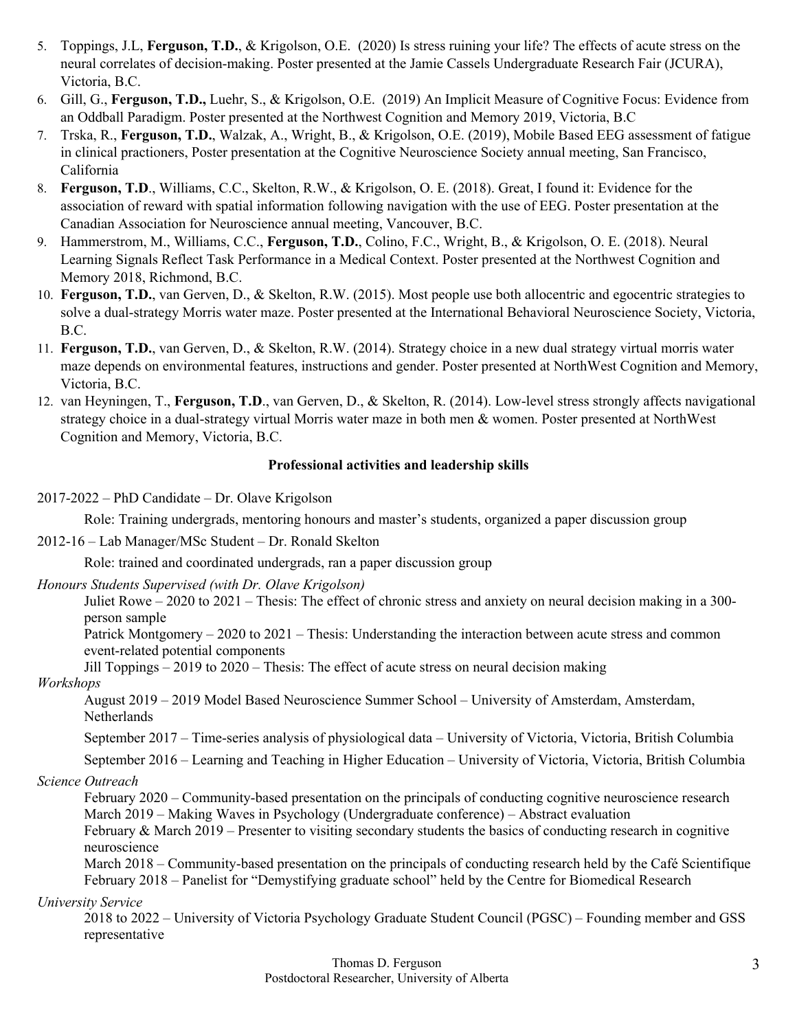5. Toppings, J.L, **Ferguson, T.D.**, & Krigolson, O.E. (2020) Is stress ruining your life? The effects of acute stress on the neural correlates of decision-making. Poster presented at the Jamie Cassels Undergraduate Research Fair (JCURA), Victoria, B.C.
6. Gill, G., **Ferguson, T.D.,** Luehr, S., & Krigolson, O.E. (2019) An Implicit Measure of Cognitive Focus: Evidence from an Oddball Paradigm. Poster presented at the Northwest Cognition and Memory 2019, Victoria, B.C
7. Trska, R., **Ferguson, T.D.**, Walzak, A., Wright, B., & Krigolson, O.E. (2019), Mobile Based EEG assessment of fatigue in clinical practioners, Poster presentation at the Cognitive Neuroscience Society annual meeting, San Francisco, California
8. **Ferguson, T.D**., Williams, C.C., Skelton, R.W., & Krigolson, O. E. (2018). Great, I found it: Evidence for the association of reward with spatial information following navigation with the use of EEG. Poster presentation at the Canadian Association for Neuroscience annual meeting, Vancouver, B.C.
9. Hammerstrom, M., Williams, C.C., **Ferguson, T.D.**, Colino, F.C., Wright, B., & Krigolson, O. E. (2018). Neural Learning Signals Reflect Task Performance in a Medical Context. Poster presented at the Northwest Cognition and Memory 2018, Richmond, B.C.
10. **Ferguson, T.D.**, van Gerven, D., & Skelton, R.W. (2015). Most people use both allocentric and egocentric strategies to solve a dual-strategy Morris water maze. Poster presented at the International Behavioral Neuroscience Society, Victoria, B.C.
11. **Ferguson, T.D.**, van Gerven, D., & Skelton, R.W. (2014). Strategy choice in a new dual strategy virtual morris water maze depends on environmental features, instructions and gender. Poster presented at NorthWest Cognition and Memory, Victoria, B.C.
12. van Heyningen, T., **Ferguson, T.D**., van Gerven, D., & Skelton, R. (2014). Low-level stress strongly affects navigational strategy choice in a dual-strategy virtual Morris water maze in both men & women. Poster presented at NorthWest Cognition and Memory, Victoria, B.C.

**Professional activities and leadership skills**

2017-2022 – PhD Candidate – Dr. Olave Krigolson

Role: Training undergrads, mentoring honours and master's students, organized a paper discussion group

2012-16 – Lab Manager/MSc Student – Dr. Ronald Skelton

Role: trained and coordinated undergrads, ran a paper discussion group

*Honours Students Supervised (with Dr. Olave Krigolson)*

Juliet Rowe – 2020 to 2021 – Thesis: The effect of chronic stress and anxiety on neural decision making in a 300-person sample

Patrick Montgomery – 2020 to 2021 – Thesis: Understanding the interaction between acute stress and common event-related potential components

Jill Toppings – 2019 to 2020 – Thesis: The effect of acute stress on neural decision making

*Workshops*

August 2019 – 2019 Model Based Neuroscience Summer School – University of Amsterdam, Amsterdam, Netherlands

September 2017 – Time-series analysis of physiological data – University of Victoria, Victoria, British Columbia

September 2016 – Learning and Teaching in Higher Education – University of Victoria, Victoria, British Columbia

*Science Outreach*

February 2020 – Community-based presentation on the principals of conducting cognitive neuroscience research

March 2019 – Making Waves in Psychology (Undergraduate conference) – Abstract evaluation

February & March 2019 – Presenter to visiting secondary students the basics of conducting research in cognitive neuroscience

March 2018 – Community-based presentation on the principals of conducting research held by the Café Scientifique

February 2018 – Panelist for "Demystifying graduate school" held by the Centre for Biomedical Research

*University Service*

2018 to 2022 – University of Victoria Psychology Graduate Student Council (PGSC) – Founding member and GSS representative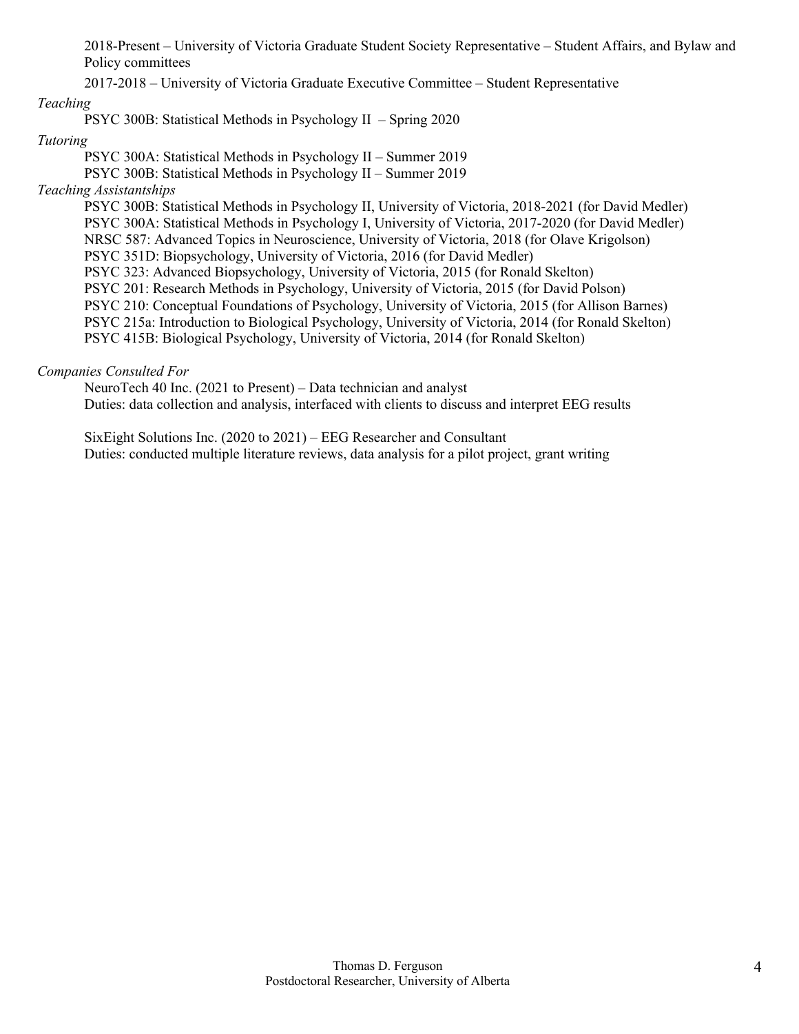2018-Present – University of Victoria Graduate Student Society Representative – Student Affairs, and Bylaw and Policy committees

2017-2018 – University of Victoria Graduate Executive Committee – Student Representative

*Teaching*

PSYC 300B: Statistical Methods in Psychology II – Spring 2020

*Tutoring*

PSYC 300A: Statistical Methods in Psychology II – Summer 2019
PSYC 300B: Statistical Methods in Psychology II – Summer 2019

*Teaching Assistantships*

PSYC 300B: Statistical Methods in Psychology II, University of Victoria, 2018-2021 (for David Medler)
PSYC 300A: Statistical Methods in Psychology I, University of Victoria, 2017-2020 (for David Medler)
NRSC 587: Advanced Topics in Neuroscience, University of Victoria, 2018 (for Olave Krigolson)
PSYC 351D: Biopsychology, University of Victoria, 2016 (for David Medler)
PSYC 323: Advanced Biopsychology, University of Victoria, 2015 (for Ronald Skelton)
PSYC 201: Research Methods in Psychology, University of Victoria, 2015 (for David Polson)
PSYC 210: Conceptual Foundations of Psychology, University of Victoria, 2015 (for Allison Barnes)
PSYC 215a: Introduction to Biological Psychology, University of Victoria, 2014 (for Ronald Skelton)
PSYC 415B: Biological Psychology, University of Victoria, 2014 (for Ronald Skelton)

*Companies Consulted For*

NeuroTech 40 Inc. (2021 to Present) – Data technician and analyst
Duties: data collection and analysis, interfaced with clients to discuss and interpret EEG results

SixEight Solutions Inc. (2020 to 2021) – EEG Researcher and Consultant
Duties: conducted multiple literature reviews, data analysis for a pilot project, grant writing